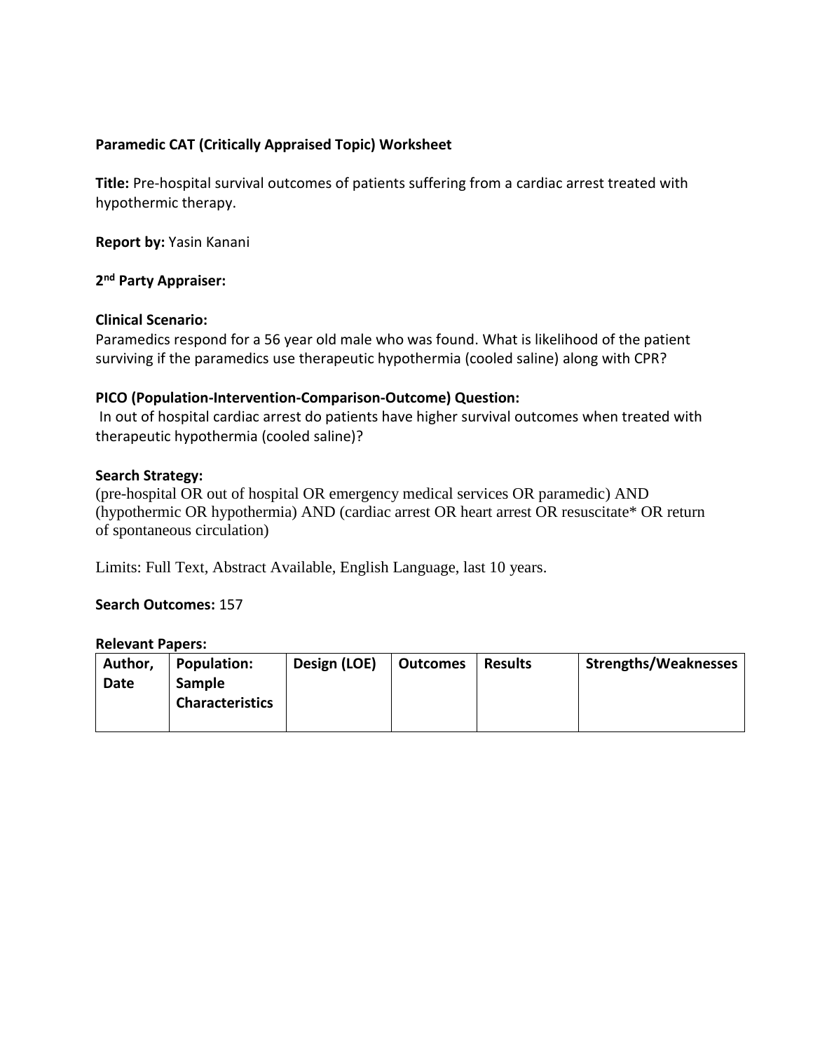**Paramedic CAT (Critically Appraised Topic) Worksheet**

**Title:** Pre-hospital survival outcomes of patients suffering from a cardiac arrest treated with hypothermic therapy.

**Report by:** Yasin Kanani

**2nd Party Appraiser:**

**Clinical Scenario:**
Paramedics respond for a 56 year old male who was found. What is likelihood of the patient surviving if the paramedics use therapeutic hypothermia (cooled saline) along with CPR?

**PICO (Population-Intervention-Comparison-Outcome) Question:**
In out of hospital cardiac arrest do patients have higher survival outcomes when treated with therapeutic hypothermia (cooled saline)?

**Search Strategy:**
(pre-hospital OR out of hospital OR emergency medical services OR paramedic) AND (hypothermic OR hypothermia) AND (cardiac arrest OR heart arrest OR resuscitate* OR return of spontaneous circulation)

Limits: Full Text, Abstract Available, English Language, last 10 years.

**Search Outcomes:** 157

**Relevant Papers:**

| Author, Date | Population: Sample Characteristics | Design (LOE) | Outcomes | Results | Strengths/Weaknesses |
|---|---|---|---|---|---|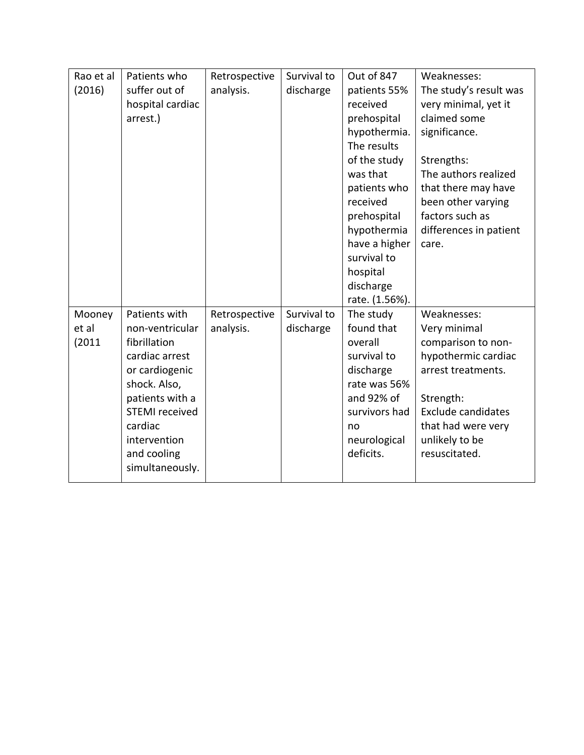| Rao et al (2016) | Patients who suffer out of hospital cardiac arrest.) | Retrospective analysis. | Survival to discharge | Out of 847 patients 55% received prehospital hypothermia. The results of the study was that patients who received prehospital hypothermia have a higher survival to hospital discharge rate. (1.56%). | Weaknesses:<br>The study's result was very minimal, yet it claimed some significance.<br><br>Strengths:<br>The authors realized that there may have been other varying factors such as differences in patient care. |
|---|---|---|---|---|---|
| Mooney et al (2011 | Patients with non-ventricular fibrillation cardiac arrest or cardiogenic shock. Also, patients with a STEMI received cardiac intervention and cooling simultaneously. | Retrospective analysis. | Survival to discharge | The study found that overall survival to discharge rate was 56% and 92% of survivors had no neurological deficits. | Weaknesses:<br>Very minimal comparison to non-hypothermic cardiac arrest treatments.<br><br>Strength:<br>Exclude candidates that had were very unlikely to be resuscitated. |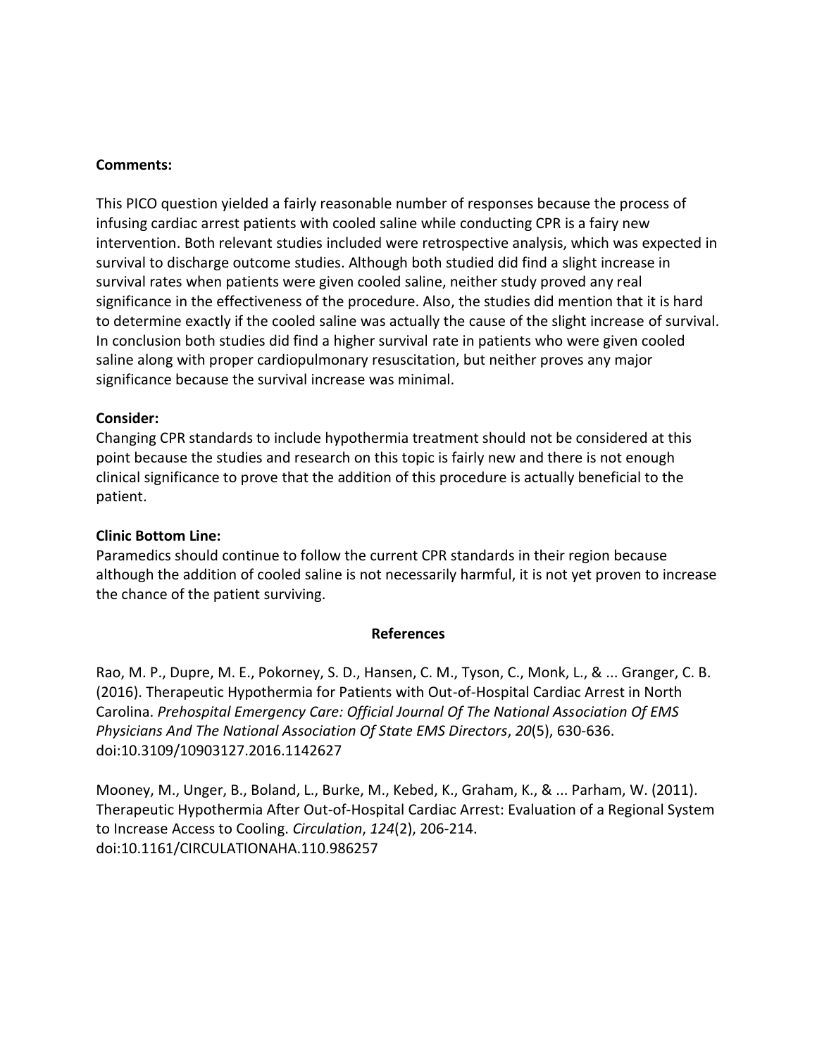**Comments:**

This PICO question yielded a fairly reasonable number of responses because the process of infusing cardiac arrest patients with cooled saline while conducting CPR is a fairy new intervention. Both relevant studies included were retrospective analysis, which was expected in survival to discharge outcome studies. Although both studied did find a slight increase in survival rates when patients were given cooled saline, neither study proved any real significance in the effectiveness of the procedure. Also, the studies did mention that it is hard to determine exactly if the cooled saline was actually the cause of the slight increase of survival. In conclusion both studies did find a higher survival rate in patients who were given cooled saline along with proper cardiopulmonary resuscitation, but neither proves any major significance because the survival increase was minimal.

**Consider:**

Changing CPR standards to include hypothermia treatment should not be considered at this point because the studies and research on this topic is fairly new and there is not enough clinical significance to prove that the addition of this procedure is actually beneficial to the patient.

**Clinic Bottom Line:**

Paramedics should continue to follow the current CPR standards in their region because although the addition of cooled saline is not necessarily harmful, it is not yet proven to increase the chance of the patient surviving.

## References

Rao, M. P., Dupre, M. E., Pokorney, S. D., Hansen, C. M., Tyson, C., Monk, L., & ... Granger, C. B. (2016). Therapeutic Hypothermia for Patients with Out-of-Hospital Cardiac Arrest in North Carolina. *Prehospital Emergency Care: Official Journal Of The National Association Of EMS Physicians And The National Association Of State EMS Directors*, *20*(5), 630-636. doi:10.3109/10903127.2016.1142627

Mooney, M., Unger, B., Boland, L., Burke, M., Kebed, K., Graham, K., & ... Parham, W. (2011). Therapeutic Hypothermia After Out-of-Hospital Cardiac Arrest: Evaluation of a Regional System to Increase Access to Cooling. *Circulation*, *124*(2), 206-214. doi:10.1161/CIRCULATIONAHA.110.986257